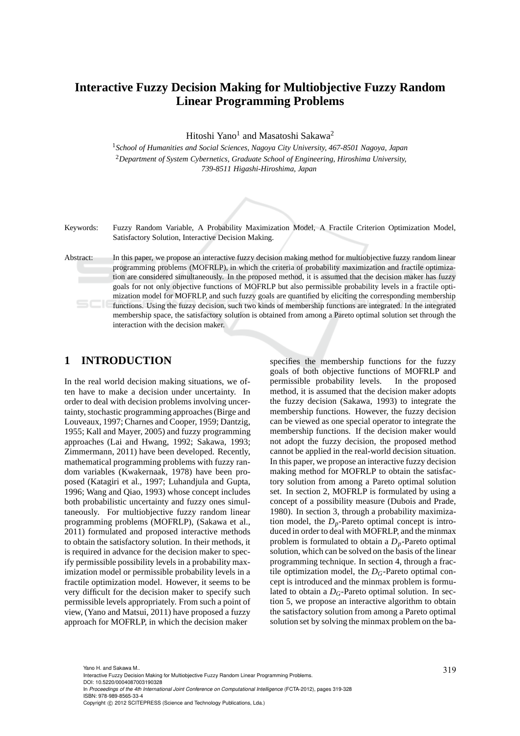# Interactive Fuzzy Decision Making for Multiobjective Fuzzy Random Linear Programming Problems

Hitoshi Yano[1] and Masatoshi Sakawa[2]

[1] *School of Humanities and Social Sciences, Nagoya City University, 467-8501 Nagoya, Japan*

[2] *Department of System Cybernetics, Graduate School of Engineering, Hiroshima University, 739-8511 Higashi-Hiroshima, Japan*

Keywords: Fuzzy Random Variable, A Probability Maximization Model, A Fractile Criterion Optimization Model, Satisfactory Solution, Interactive Decision Making.

Abstract: In this paper, we propose an interactive fuzzy decision making method for multiobjective fuzzy random linear programming problems (MOFRLP), in which the criteria of probability maximization and fractile optimization are considered simultaneously. In the proposed method, it is assumed that the decision maker has fuzzy goals for not only objective functions of MOFRLP but also permissible probability levels in a fractile optimization model for MOFRLP, and such fuzzy goals are quantified by eliciting the corresponding membership functions. Using the fuzzy decision, such two kinds of membership functions are integrated. In the integrated membership space, the satisfactory solution is obtained from among a Pareto optimal solution set through the interaction with the decision maker.

## 1 INTRODUCTION

In the real world decision making situations, we often have to make a decision under uncertainty. In order to deal with decision problems involving uncertainty, stochastic programming approaches (Birge and Louveaux, 1997; Charnes and Cooper, 1959; Dantzig, 1955; Kall and Mayer, 2005) and fuzzy programming approaches (Lai and Hwang, 1992; Sakawa, 1993; Zimmermann, 2011) have been developed. Recently, mathematical programming problems with fuzzy random variables (Kwakernaak, 1978) have been proposed (Katagiri et al., 1997; Luhandjula and Gupta, 1996; Wang and Qiao, 1993) whose concept includes both probabilistic uncertainty and fuzzy ones simultaneously. For multiobjective fuzzy random linear programming problems (MOFRLP), (Sakawa et al., 2011) formulated and proposed interactive methods to obtain the satisfactory solution. In their methods, it is required in advance for the decision maker to specify permissible possibility levels in a probability maximization model or permissible probability levels in a fractile optimization model. However, it seems to be very difficult for the decision maker to specify such permissible levels appropriately. From such a point of view, (Yano and Matsui, 2011) have proposed a fuzzy approach for MOFRLP, in which the decision maker specifies the membership functions for the fuzzy goals of both objective functions of MOFRLP and permissible probability levels. In the proposed method, it is assumed that the decision maker adopts the fuzzy decision (Sakawa, 1993) to integrate the membership functions. However, the fuzzy decision can be viewed as one special operator to integrate the membership functions. If the decision maker would not adopt the fuzzy decision, the proposed method cannot be applied in the real-world decision situation. In this paper, we propose an interactive fuzzy decision making method for MOFRLP to obtain the satisfactory solution from among a Pareto optimal solution set. In section 2, MOFRLP is formulated by using a concept of a possibility measure (Dubois and Prade, 1980). In section 3, through a probability maximization model, the $D_p$-Pareto optimal concept is introduced in order to deal with MOFRLP, and the minmax problem is formulated to obtain a $D_p$-Pareto optimal solution, which can be solved on the basis of the linear programming technique. In section 4, through a fractile optimization model, the $D_G$-Pareto optimal concept is introduced and the minmax problem is formulated to obtain a $D_G$-Pareto optimal solution. In section 5, we propose an interactive algorithm to obtain the satisfactory solution from among a Pareto optimal solution set by solving the minmax problem on the ba-

Yano H. and Sakawa M..
Interactive Fuzzy Decision Making for Multiobjective Fuzzy Random Linear Programming Problems.
DOI: 10.5220/0004087003190328
In *Proceedings of the 4th International Joint Conference on Computational Intelligence* (FCTA-2012), pages 319-328
ISBN: 978-989-8565-33-4
Copyright © 2012 SCITEPRESS (Science and Technology Publications, Lda.)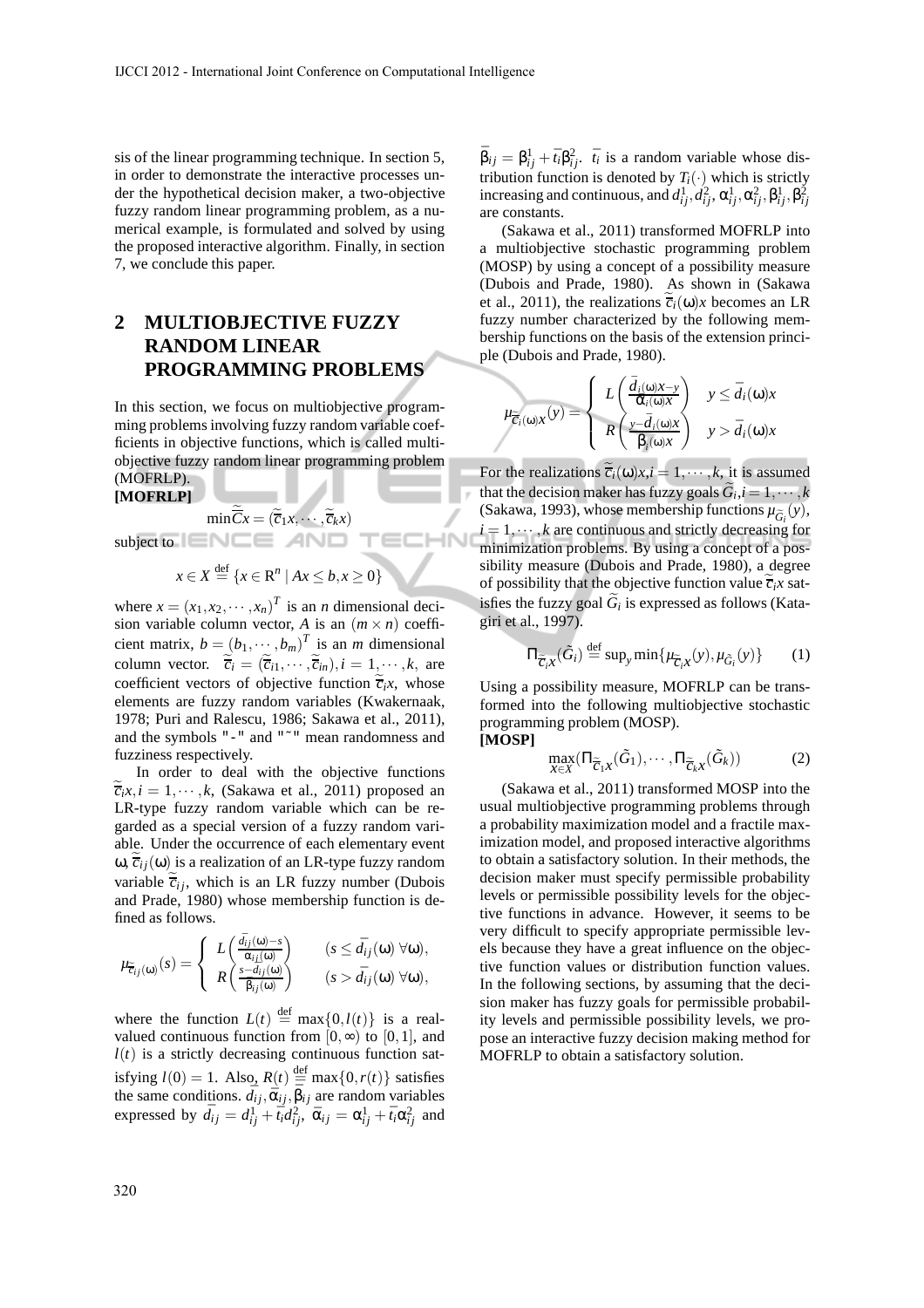sis of the linear programming technique. In section 5, in order to demonstrate the interactive processes under the hypothetical decision maker, a two-objective fuzzy random linear programming problem, as a numerical example, is formulated and solved by using the proposed interactive algorithm. Finally, in section 7, we conclude this paper.

## 2 MULTIOBJECTIVE FUZZY RANDOM LINEAR PROGRAMMING PROBLEMS

In this section, we focus on multiobjective programming problems involving fuzzy random variable coefficients in objective functions, which is called multiobjective fuzzy random linear programming problem (MOFRLP).

**[MOFRLP]**

$$\min \tilde{\bar{C}}x = (\tilde{\bar{c}}_1 x, \cdots, \tilde{\bar{c}}_k x)$$

subject to

$$x \in X \stackrel{\text{def}}{=} \{x \in \mathrm{R}^n \mid Ax \leq b, x \geq 0\}$$

where $x = (x_1, x_2, \cdots, x_n)^T$ is an $n$ dimensional decision variable column vector, $A$ is an $(m \times n)$ coefficient matrix, $b = (b_1, \cdots, b_m)^T$ is an $m$ dimensional column vector. $\tilde{\bar{c}}_i = (\tilde{\bar{c}}_{i1}, \cdots, \tilde{\bar{c}}_{in}), i = 1, \cdots, k,$ are coefficient vectors of objective function $\tilde{\bar{c}}_i x$, whose elements are fuzzy random variables (Kwakernaak, 1978; Puri and Ralescu, 1986; Sakawa et al., 2011), and the symbols "-" and "~" mean randomness and fuzziness respectively.

In order to deal with the objective functions $\tilde{\bar{c}}_i x, i = 1, \cdots, k$, (Sakawa et al., 2011) proposed an LR-type fuzzy random variable which can be regarded as a special version of a fuzzy random variable. Under the occurrence of each elementary event $\omega$, $\tilde{\bar{c}}_{ij}(\omega)$ is a realization of an LR-type fuzzy random variable $\tilde{\bar{c}}_{ij}$, which is an LR fuzzy number (Dubois and Prade, 1980) whose membership function is defined as follows.

$$\mu_{\tilde{\bar{c}}_{ij}(\omega)}(s) = \begin{cases} L\left(\frac{\bar{d}_{ij}(\omega) - s}{\bar{\alpha}_{ij}(\omega)}\right) & (s \leq \bar{d}_{ij}(\omega)\ \forall \omega), \\ R\left(\frac{s - \bar{d}_{ij}(\omega)}{\bar{\beta}_{ij}(\omega)}\right) & (s > \bar{d}_{ij}(\omega)\ \forall \omega), \end{cases}$$

where the function $L(t) \stackrel{\text{def}}{=} \max\{0, l(t)\}$ is a real-valued continuous function from $[0, \infty)$ to $[0, 1]$, and $l(t)$ is a strictly decreasing continuous function satisfying $l(0) = 1$. Also, $R(t) \stackrel{\text{def}}{=} \max\{0, r(t)\}$ satisfies the same conditions. $\bar{d}_{ij}, \bar{\alpha}_{ij}, \bar{\beta}_{ij}$ are random variables expressed by $\bar{d}_{ij} = d^1_{ij} + \bar{t}_i d^2_{ij}$, $\bar{\alpha}_{ij} = \alpha^1_{ij} + \bar{t}_i \alpha^2_{ij}$ and $\bar{\beta}_{ij} = \beta^1_{ij} + \bar{t}_i \beta^2_{ij}$. $\bar{t}_i$ is a random variable whose distribution function is denoted by $T_i(\cdot)$ which is strictly increasing and continuous, and $d^1_{ij}, d^2_{ij}, \alpha^1_{ij}, \alpha^2_{ij}, \beta^1_{ij}, \beta^2_{ij}$ are constants.

(Sakawa et al., 2011) transformed MOFRLP into a multiobjective stochastic programming problem (MOSP) by using a concept of a possibility measure (Dubois and Prade, 1980). As shown in (Sakawa et al., 2011), the realizations $\tilde{\bar{c}}_i(\omega)x$ becomes an LR fuzzy number characterized by the following membership functions on the basis of the extension principle (Dubois and Prade, 1980).

$$\mu_{\tilde{\bar{c}}_i(\omega)x}(y) = \begin{cases} L\left(\frac{\bar{d}_i(\omega)x - y}{\bar{\alpha}_i(\omega)x}\right) & y \leq \bar{d}_i(\omega)x \\ R\left(\frac{y - \bar{d}_i(\omega)x}{\bar{\beta}_i(\omega)x}\right) & y > \bar{d}_i(\omega)x \end{cases}$$

For the realizations $\tilde{\bar{c}}_i(\omega)x, i = 1, \cdots, k$, it is assumed that the decision maker has fuzzy goals $\tilde{G}_i, i = 1, \cdots, k$ (Sakawa, 1993), whose membership functions $\mu_{\tilde{G}_i}(y)$, $i = 1, \cdots, k$ are continuous and strictly decreasing for minimization problems. By using a concept of a possibility measure (Dubois and Prade, 1980), a degree of possibility that the objective function value $\tilde{\bar{c}}_i x$ satisfies the fuzzy goal $\tilde{G}_i$ is expressed as follows (Katagiri et al., 1997).

$$\Pi_{\tilde{\bar{c}}_i x}(\tilde{G}_i) \stackrel{\text{def}}{=} \sup_y \min\{\mu_{\tilde{\bar{c}}_i x}(y), \mu_{\tilde{G}_i}(y)\} \qquad (1)$$

Using a possibility measure, MOFRLP can be transformed into the following multiobjective stochastic programming problem (MOSP).

**[MOSP]**

$$\max_{x \in X} (\Pi_{\tilde{\bar{c}}_1 x}(\tilde{G}_1), \cdots, \Pi_{\tilde{\bar{c}}_k x}(\tilde{G}_k)) \qquad (2)$$

(Sakawa et al., 2011) transformed MOSP into the usual multiobjective programming problems through a probability maximization model and a fractile maximization model, and proposed interactive algorithms to obtain a satisfactory solution. In their methods, the decision maker must specify permissible probability levels or permissible possibility levels for the objective functions in advance. However, it seems to be very difficult to specify appropriate permissible levels because they have a great influence on the objective function values or distribution function values. In the following sections, by assuming that the decision maker has fuzzy goals for permissible probability levels and permissible possibility levels, we propose an interactive fuzzy decision making method for MOFRLP to obtain a satisfactory solution.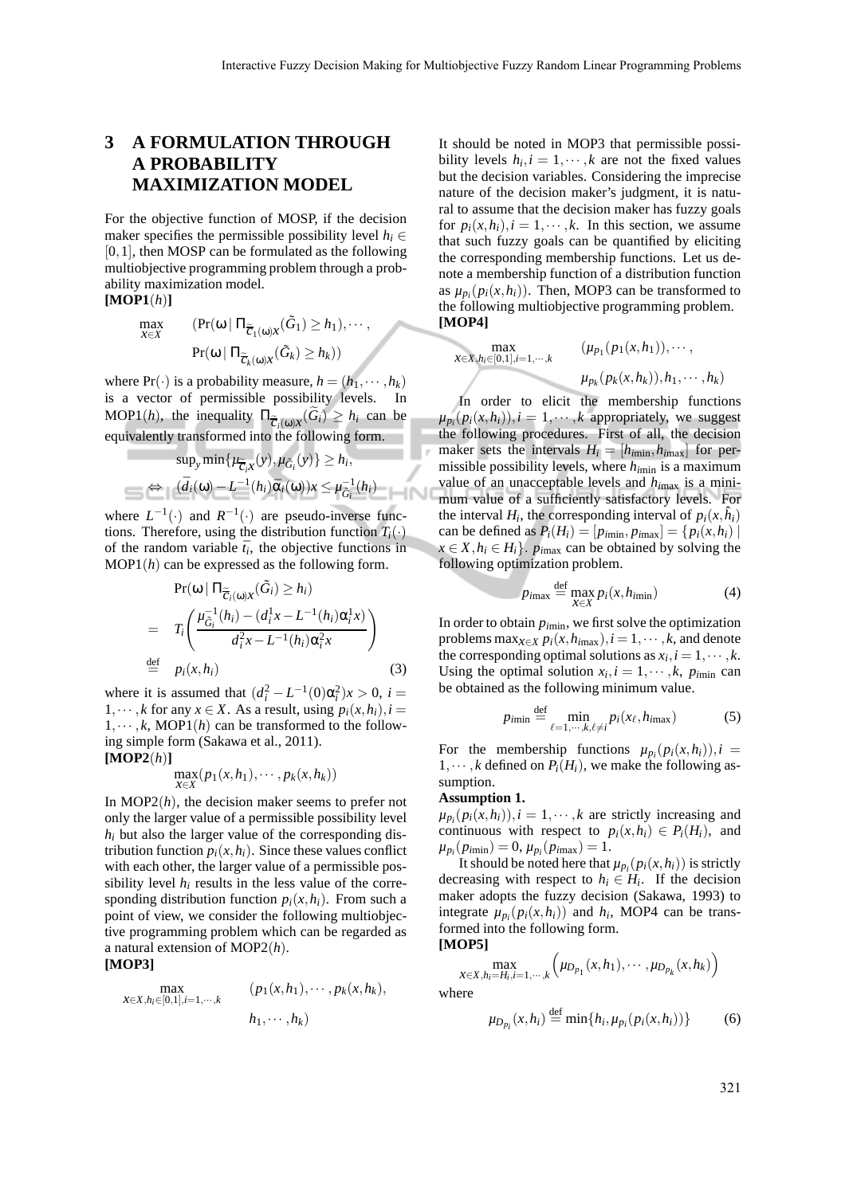## 3 A FORMULATION THROUGH A PROBABILITY MAXIMIZATION MODEL

For the objective function of MOSP, if the decision maker specifies the permissible possibility level $h_i \in [0,1]$, then MOSP can be formulated as the following multiobjective programming problem through a probability maximization model.

**[MOP1($h$)]**

$$\max_{x\in X} \quad (\Pr(\omega \mid \Pi_{\tilde{\bar{C}}_1(\omega)x}(\tilde{G}_1) \geq h_1), \cdots, \Pr(\omega \mid \Pi_{\tilde{\bar{C}}_k(\omega)x}(\tilde{G}_k) \geq h_k))$$

where $\Pr(\cdot)$ is a probability measure, $h = (h_1, \cdots, h_k)$ is a vector of permissible possibility levels. In MOP1($h$), the inequality $\Pi_{\tilde{\bar{C}}_i(\omega)x}(\tilde{G}_i) \geq h_i$ can be equivalently transformed into the following form.

$$\sup_y \min\{\mu_{\tilde{\bar{C}}_i x}(y), \mu_{\tilde{G}_i}(y)\} \geq h_i,$$

$$\Leftrightarrow \quad (\bar{d}_i(\omega) - L^{-1}(h_i)\bar{\alpha}_i(\omega))x \leq \mu_{\tilde{G}_i}^{-1}(h_i)$$

where $L^{-1}(\cdot)$ and $R^{-1}(\cdot)$ are pseudo-inverse functions. Therefore, using the distribution function $T_i(\cdot)$ of the random variable $\bar{t}_i$, the objective functions in MOP1($h$) can be expressed as the following form.

$$\begin{aligned}
&\Pr(\omega \mid \Pi_{\tilde{\bar{C}}_i(\omega)x}(\tilde{G}_i) \geq h_i) \\
=\;& T_i\left(\frac{\mu_{\tilde{G}_i}^{-1}(h_i) - (d_i^1 x - L^{-1}(h_i)\alpha_i^1 x)}{d_i^2 x - L^{-1}(h_i)\alpha_i^2 x}\right) \\
\stackrel{\text{def}}{=}\;& p_i(x, h_i)
\end{aligned} \tag{3}$$

where it is assumed that $(d_i^2 - L^{-1}(0)\alpha_i^2)x > 0$, $i = 1, \cdots, k$ for any $x \in X$. As a result, using $p_i(x, h_i), i = 1, \cdots, k$, MOP1($h$) can be transformed to the following simple form (Sakawa et al., 2011).

**[MOP2($h$)]**

$$\max_{x\in X} (p_1(x, h_1), \cdots, p_k(x, h_k))$$

In MOP2($h$), the decision maker seems to prefer not only the larger value of a permissible possibility level $h_i$ but also the larger value of the corresponding distribution function $p_i(x, h_i)$. Since these values conflict with each other, the larger value of a permissible possibility level $h_i$ results in the less value of the corresponding distribution function $p_i(x, h_i)$. From such a point of view, we consider the following multiobjective programming problem which can be regarded as a natural extension of MOP2($h$).

**[MOP3]**

$$\max_{x\in X, h_i\in[0,1], i=1,\cdots,k} \quad (p_1(x, h_1), \cdots, p_k(x, h_k), h_1, \cdots, h_k)$$

It should be noted in MOP3 that permissible possibility levels $h_i, i = 1, \cdots, k$ are not the fixed values but the decision variables. Considering the imprecise nature of the decision maker's judgment, it is natural to assume that the decision maker has fuzzy goals for $p_i(x, h_i), i = 1, \cdots, k$. In this section, we assume that such fuzzy goals can be quantified by eliciting the corresponding membership functions. Let us denote a membership function of a distribution function as $\mu_{p_i}(p_i(x, h_i))$. Then, MOP3 can be transformed to the following multiobjective programming problem.

**[MOP4]**

$$\max_{x\in X, h_i\in[0,1], i=1,\cdots,k} \quad (\mu_{p_1}(p_1(x, h_1)), \cdots, \mu_{p_k}(p_k(x, h_k)), h_1, \cdots, h_k)$$

In order to elicit the membership functions $\mu_{p_i}(p_i(x, h_i)), i = 1, \cdots, k$ appropriately, we suggest the following procedures. First of all, the decision maker sets the intervals $H_i = [h_{i\min}, h_{i\max}]$ for permissible possibility levels, where $h_{i\min}$ is a maximum value of an unacceptable levels and $h_{i\max}$ is a minimum value of a sufficiently satisfactory levels. For the interval $H_i$, the corresponding interval of $p_i(x, \hat{h}_i)$ can be defined as $P_i(H_i) = [p_{i\min}, p_{i\max}] = \{p_i(x, h_i) \mid x \in X, h_i \in H_i\}$. $p_{i\max}$ can be obtained by solving the following optimization problem.

$$p_{i\max} \stackrel{\text{def}}{=} \max_{x\in X} p_i(x, h_{i\min}) \tag{4}$$

In order to obtain $p_{i\min}$, we first solve the optimization problems $\max_{x\in X} p_i(x, h_{i\max}), i = 1, \cdots, k$, and denote the corresponding optimal solutions as $x_i, i = 1, \cdots, k$. Using the optimal solution $x_i, i = 1, \cdots, k$, $p_{i\min}$ can be obtained as the following minimum value.

$$p_{i\min} \stackrel{\text{def}}{=} \min_{\ell=1,\cdots,k, \ell\neq i} p_i(x_\ell, h_{i\max}) \tag{5}$$

For the membership functions $\mu_{p_i}(p_i(x, h_i)), i = 1, \cdots, k$ defined on $P_i(H_i)$, we make the following assumption.

**Assumption 1.**

$\mu_{p_i}(p_i(x, h_i)), i = 1, \cdots, k$ are strictly increasing and continuous with respect to $p_i(x, h_i) \in P_i(H_i)$, and $\mu_{p_i}(p_{i\min}) = 0$, $\mu_{p_i}(p_{i\max}) = 1$.

It should be noted here that $\mu_{p_i}(p_i(x, h_i))$ is strictly decreasing with respect to $h_i \in H_i$. If the decision maker adopts the fuzzy decision (Sakawa, 1993) to integrate $\mu_{p_i}(p_i(x, h_i))$ and $h_i$, MOP4 can be transformed into the following form.

**[MOP5]**

$$\max_{x\in X, h_i = H_i, i=1,\cdots,k} \left(\mu_{D_{p_1}}(x, h_1), \cdots, \mu_{D_{p_k}}(x, h_k)\right)$$

where

$$\mu_{D_{p_i}}(x, h_i) \stackrel{\text{def}}{=} \min\{h_i, \mu_{p_i}(p_i(x, h_i))\} \tag{6}$$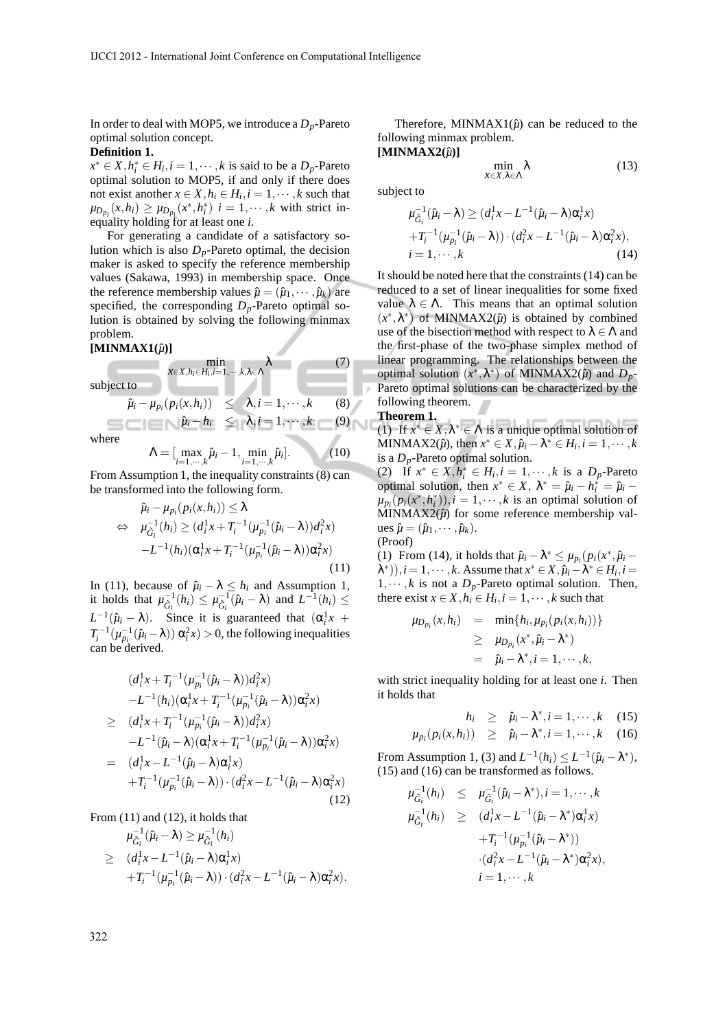In order to deal with MOP5, we introduce a $D_p$-Pareto optimal solution concept.

**Definition 1.**

$x^* \in X, h_i^* \in H_i, i = 1, \cdots, k$ is said to be a $D_p$-Pareto optimal solution to MOP5, if and only if there does not exist another $x \in X, h_i \in H_i, i = 1, \cdots, k$ such that $\mu_{D_{p_i}}(x, h_i) \geq \mu_{D_{p_i}}(x^*, h_i^*)$ $i = 1, \cdots, k$ with strict inequality holding for at least one $i$.

For generating a candidate of a satisfactory solution which is also $D_p$-Pareto optimal, the decision maker is asked to specify the reference membership values (Sakawa, 1993) in membership space. Once the reference membership values $\hat{\mu} = (\hat{\mu}_1, \cdots, \hat{\mu}_k)$ are specified, the corresponding $D_p$-Pareto optimal solution is obtained by solving the following minmax problem.

**[MINMAX1($\hat{\mu}$)]**

$$\min_{x \in X, h_i \in H_i, i=1,\cdots,k, \lambda \in \Lambda} \lambda \tag{7}$$

subject to

$$\hat{\mu}_i - \mu_{p_i}(p_i(x, h_i)) \leq \lambda, i = 1, \cdots, k \tag{8}$$

$$\hat{\mu}_i - h_i \leq \lambda, i = 1, \cdots, k \tag{9}$$

where

$$\Lambda = [\max_{i=1,\cdots,k} \hat{\mu}_i - 1, \min_{i=1,\cdots,k} \hat{\mu}_i]. \tag{10}$$

From Assumption 1, the inequality constraints (8) can be transformed into the following form.

$$\begin{aligned}
& \hat{\mu}_i - \mu_{p_i}(p_i(x, h_i)) \leq \lambda \\
\Leftrightarrow \quad & \mu_{\tilde{G}_i}^{-1}(h_i) \geq (d_i^1 x + T_i^{-1}(\mu_{p_i}^{-1}(\hat{\mu}_i - \lambda)) d_i^2 x) \\
& -L^{-1}(h_i)(\alpha_i^1 x + T_i^{-1}(\mu_{p_i}^{-1}(\hat{\mu}_i - \lambda)) \alpha_i^2 x)
\end{aligned} \tag{11}$$

In (11), because of $\hat{\mu}_i - \lambda \leq h_i$ and Assumption 1, it holds that $\mu_{\tilde{G}_i}^{-1}(h_i) \leq \mu_{\tilde{G}_i}^{-1}(\hat{\mu}_i - \lambda)$ and $L^{-1}(h_i) \leq L^{-1}(\hat{\mu}_i - \lambda)$. Since it is guaranteed that $(\alpha_i^1 x + T_i^{-1}(\mu_{p_i}^{-1}(\hat{\mu}_i - \lambda))\, \alpha_i^2 x) > 0$, the following inequalities can be derived.

$$\begin{aligned}
& (d_i^1 x + T_i^{-1}(\mu_{p_i}^{-1}(\hat{\mu}_i - \lambda)) d_i^2 x) \\
& -L^{-1}(h_i)(\alpha_i^1 x + T_i^{-1}(\mu_{p_i}^{-1}(\hat{\mu}_i - \lambda)) \alpha_i^2 x) \\
\geq \quad & (d_i^1 x + T_i^{-1}(\mu_{p_i}^{-1}(\hat{\mu}_i - \lambda)) d_i^2 x) \\
& -L^{-1}(\hat{\mu}_i - \lambda)(\alpha_i^1 x + T_i^{-1}(\mu_{p_i}^{-1}(\hat{\mu}_i - \lambda)) \alpha_i^2 x) \\
= \quad & (d_i^1 x - L^{-1}(\hat{\mu}_i - \lambda) \alpha_i^1 x) \\
& + T_i^{-1}(\mu_{p_i}^{-1}(\hat{\mu}_i - \lambda)) \cdot (d_i^2 x - L^{-1}(\hat{\mu}_i - \lambda) \alpha_i^2 x)
\end{aligned} \tag{12}$$

From (11) and (12), it holds that

$$\begin{aligned}
& \mu_{\tilde{G}_i}^{-1}(\hat{\mu}_i - \lambda) \geq \mu_{\tilde{G}_i}^{-1}(h_i) \\
\geq \quad & (d_i^1 x - L^{-1}(\hat{\mu}_i - \lambda) \alpha_i^1 x) \\
& + T_i^{-1}(\mu_{p_i}^{-1}(\hat{\mu}_i - \lambda)) \cdot (d_i^2 x - L^{-1}(\hat{\mu}_i - \lambda) \alpha_i^2 x).
\end{aligned}$$

Therefore, MINMAX1($\hat{\mu}$) can be reduced to the following minmax problem.

**[MINMAX2($\hat{\mu}$)]**

$$\min_{x \in X, \lambda \in \Lambda} \lambda \tag{13}$$

subject to

$$\begin{aligned}
& \mu_{\tilde{G}_i}^{-1}(\hat{\mu}_i - \lambda) \geq (d_i^1 x - L^{-1}(\hat{\mu}_i - \lambda) \alpha_i^1 x) \\
& + T_i^{-1}(\mu_{p_i}^{-1}(\hat{\mu}_i - \lambda)) \cdot (d_i^2 x - L^{-1}(\hat{\mu}_i - \lambda) \alpha_i^2 x), \\
& i = 1, \cdots, k
\end{aligned} \tag{14}$$

It should be noted here that the constraints (14) can be reduced to a set of linear inequalities for some fixed value $\lambda \in \Lambda$. This means that an optimal solution $(x^*, \lambda^*)$ of MINMAX2($\hat{\mu}$) is obtained by combined use of the bisection method with respect to $\lambda \in \Lambda$ and the first-phase of the two-phase simplex method of linear programming. The relationships between the optimal solution $(x^*, \lambda^*)$ of MINMAX2($\hat{\mu}$) and $D_p$-Pareto optimal solutions can be characterized by the following theorem.

**Theorem 1.**

(1) If $x^* \in X, \lambda^* \in \Lambda$ is a unique optimal solution of MINMAX2($\hat{\mu}$), then $x^* \in X, \hat{\mu}_i - \lambda^* \in H_i, i = 1, \cdots, k$ is a $D_p$-Pareto optimal solution.

(2) If $x^* \in X, h_i^* \in H_i, i = 1, \cdots, k$ is a $D_p$-Pareto optimal solution, then $x^* \in X$, $\lambda^* = \hat{\mu}_i - h_i^* = \hat{\mu}_i - \mu_{p_i}(p_i(x^*, h_i^*)), i = 1, \cdots, k$ is an optimal solution of MINMAX2($\hat{\mu}$) for some reference membership values $\hat{\mu} = (\hat{\mu}_1, \cdots, \hat{\mu}_k)$.

(Proof)

(1) From (14), it holds that $\hat{\mu}_i - \lambda^* \leq \mu_{p_i}(p_i(x^*, \hat{\mu}_i - \lambda^*)), i = 1, \cdots, k$. Assume that $x^* \in X, \hat{\mu}_i - \lambda^* \in H_i, i = 1, \cdots, k$ is not a $D_p$-Pareto optimal solution. Then, there exist $x \in X, h_i \in H_i, i = 1, \cdots, k$ such that

$$\begin{aligned}
\mu_{D_{p_i}}(x, h_i) &= \min\{h_i, \mu_{p_i}(p_i(x, h_i))\} \\
&\geq \mu_{D_{p_i}}(x^*, \hat{\mu}_i - \lambda^*) \\
&= \hat{\mu}_i - \lambda^*, i = 1, \cdots, k,
\end{aligned}$$

with strict inequality holding for at least one $i$. Then it holds that

$$h_i \geq \hat{\mu}_i - \lambda^*, i = 1, \cdots, k \tag{15}$$

$$\mu_{p_i}(p_i(x, h_i)) \geq \hat{\mu}_i - \lambda^*, i = 1, \cdots, k \tag{16}$$

From Assumption 1, (3) and $L^{-1}(h_i) \leq L^{-1}(\hat{\mu}_i - \lambda^*)$, (15) and (16) can be transformed as follows.

$$\begin{aligned}
\mu_{\tilde{G}_i}^{-1}(h_i) &\leq \mu_{\tilde{G}_i}^{-1}(\hat{\mu}_i - \lambda^*), i = 1, \cdots, k \\
\mu_{\tilde{G}_i}^{-1}(h_i) &\geq (d_i^1 x - L^{-1}(\hat{\mu}_i - \lambda^*) \alpha_i^1 x) \\
& \quad + T_i^{-1}(\mu_{p_i}^{-1}(\hat{\mu}_i - \lambda^*)) \\
& \quad \cdot (d_i^2 x - L^{-1}(\hat{\mu}_i - \lambda^*) \alpha_i^2 x), \\
& \quad i = 1, \cdots, k
\end{aligned}$$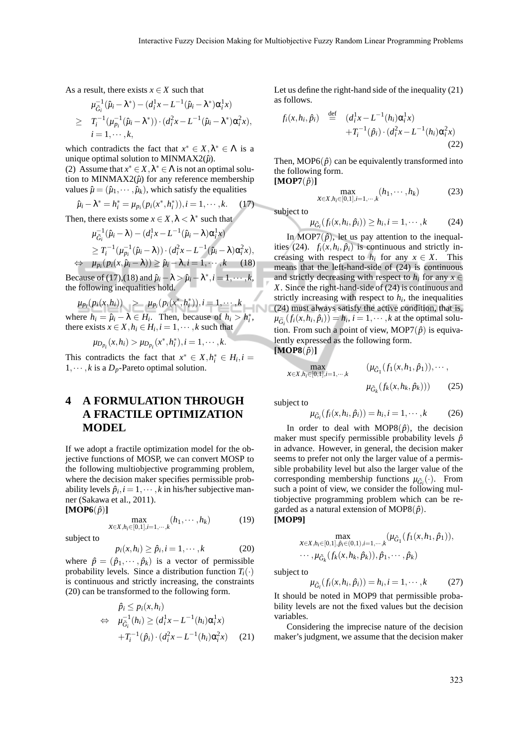As a result, there exists $x \in X$ such that

$$
\begin{aligned}
& \mu_{\tilde{G}_i}^{-1}(\hat{\mu}_i - \lambda^*) - (d_i^1 x - L^{-1}(\hat{\mu}_i - \lambda^*)\alpha_i^1 x) \\
\geq \ & T_i^{-1}(\mu_{p_i}^{-1}(\hat{\mu}_i - \lambda^*)) \cdot (d_i^2 x - L^{-1}(\hat{\mu}_i - \lambda^*)\alpha_i^2 x), \\
& i = 1, \cdots, k,
\end{aligned}
$$

which contradicts the fact that $x^* \in X, \lambda^* \in \Lambda$ is a unique optimal solution to MINMAX2($\hat{\mu}$).

(2) Assume that $x^* \in X, \lambda^* \in \Lambda$ is not an optimal solution to MINMAX2($\hat{\mu}$) for any reference membership values $\hat{\mu} = (\hat{\mu}_1, \cdots, \hat{\mu}_k)$, which satisfy the equalities

$$
\hat{\mu}_i - \lambda^* = h_i^* = \mu_{p_i}(p_i(x^*, h_i^*)), i = 1, \cdots, k. \quad (17)
$$

Then, there exists some $x \in X, \lambda < \lambda^*$ such that

$$
\begin{aligned}
& \mu_{\tilde{G}_i}^{-1}(\hat{\mu}_i - \lambda) - (d_i^1 x - L^{-1}(\hat{\mu}_i - \lambda)\alpha_i^1 x) \\
& \geq T_i^{-1}(\mu_{p_i}^{-1}(\hat{\mu}_i - \lambda)) \cdot (d_i^2 x - L^{-1}(\hat{\mu}_i - \lambda)\alpha_i^2 x), \\
\Leftrightarrow \ & \mu_{p_i}(p_i(x, \hat{\mu}_i - \lambda)) \geq \hat{\mu}_i - \lambda, i = 1, \cdots, k \quad (18)
\end{aligned}
$$

Because of (17),(18) and $\hat{\mu}_i - \lambda > \hat{\mu}_i - \lambda^*, i = 1, \cdots, k$, the following inequalities hold.

$$
\mu_{p_i}(p_i(x, h_i)) \quad > \quad \mu_{p_i}(p_i(x^*, h_i^*)), i = 1, \cdots, k
$$

where $h_i = \hat{\mu}_i - \lambda \in H_i$. Then, because of $h_i > h_i^*$, there exists $x \in X, h_i \in H_i, i = 1, \cdots, k$ such that

$$
\mu_{D_{p_i}}(x, h_i) > \mu_{D_{p_i}}(x^*, h_i^*), i = 1, \cdots, k.
$$

This contradicts the fact that $x^* \in X, h_i^* \in H_i, i = 1, \cdots, k$ is a $D_p$-Pareto optimal solution.

## 4 A FORMULATION THROUGH A FRACTILE OPTIMIZATION MODEL

If we adopt a fractile optimization model for the objective functions of MOSP, we can convert MOSP to the following multiobjective programming problem, where the decision maker specifies permissible probability levels $\hat{p}_i, i = 1, \cdots, k$ in his/her subjective manner (Sakawa et al., 2011).

**[MOP6($\hat{p}$)]**

$$
\max_{x \in X, h_i \in [0,1], i=1,\cdots,k} (h_1, \cdots, h_k) \quad (19)
$$

subject to

$$
p_i(x, h_i) \geq \hat{p}_i, i = 1, \cdots, k \quad (20)
$$

where $\hat{p} = (\hat{p}_1, \cdots, \hat{p}_k)$ is a vector of permissible probability levels. Since a distribution function $T_i(\cdot)$ is continuous and strictly increasing, the constraints (20) can be transformed to the following form.

$$
\begin{aligned}
& \hat{p}_i \leq p_i(x, h_i) \\
\Leftrightarrow \ & \mu_{\tilde{G}_i}^{-1}(h_i) \geq (d_i^1 x - L^{-1}(h_i)\alpha_i^1 x) \\
& + T_i^{-1}(\hat{p}_i) \cdot (d_i^2 x - L^{-1}(h_i)\alpha_i^2 x) \quad (21)
\end{aligned}
$$

Let us define the right-hand side of the inequality (21) as follows.

$$
\begin{aligned}
f_i(x, h_i, \hat{p}_i) \ \stackrel{\text{def}}{=} \ & (d_i^1 x - L^{-1}(h_i)\alpha_i^1 x) \\
& + T_i^{-1}(\hat{p}_i) \cdot (d_i^2 x - L^{-1}(h_i)\alpha_i^2 x)
\end{aligned} \quad (22)
$$

Then, MOP6($\hat{p}$) can be equivalently transformed into the following form.

**[MOP7($\hat{p}$)]**

$$
\max_{x \in X, h_i \in [0,1], i=1,\cdots,k} (h_1, \cdots, h_k) \quad (23)
$$

subject to

$$
\mu_{\tilde{G}_i}(f_i(x, h_i, \hat{p}_i)) \geq h_i, i = 1, \cdots, k \quad (24)
$$

In MOP7($\hat{p}$), let us pay attention to the inequalities (24). $f_i(x, h_i, \hat{p}_i)$ is continuous and strictly increasing with respect to $h_i$ for any $x \in X$. This means that the left-hand-side of (24) is continuous and strictly decreasing with respect to $h_i$ for any $x \in X$. Since the right-hand-side of (24) is continuous and strictly increasing with respect to $h_i$, the inequalities (24) must always satisfy the active condition, that is, $\mu_{\tilde{G}_i}(f_i(x, h_i, \hat{p}_i)) = h_i, i = 1, \cdots, k$ at the optimal solution. From such a point of view, MOP7($\hat{p}$) is equivalently expressed as the following form.

**[MOP8($\hat{p}$)]**

$$
\max_{x \in X, h_i \in [0,1], i=1,\cdots,k} \quad (\mu_{\tilde{G}_1}(f_1(x, h_1, \hat{p}_1)), \cdots, \mu_{\tilde{G}_k}(f_k(x, h_k, \hat{p}_k))) \quad (25)
$$

subject to

$$
\mu_{\tilde{G}_i}(f_i(x, h_i, \hat{p}_i)) = h_i, i = 1, \cdots, k \quad (26)
$$

In order to deal with MOP8($\hat{p}$), the decision maker must specify permissible probability levels $\hat{p}$ in advance. However, in general, the decision maker seems to prefer not only the larger value of a permissible probability level but also the larger value of the corresponding membership functions $\mu_{\tilde{G}_i}(\cdot)$. From such a point of view, we consider the following multiobjective programming problem which can be regarded as a natural extension of MOP8($\hat{p}$).

**[MOP9]**

$$
\max_{x \in X, h_i \in [0,1], \hat{p}_i \in (0,1), i=1,\cdots,k} (\mu_{\tilde{G}_1}(f_1(x, h_1, \hat{p}_1)), \cdots, \mu_{\tilde{G}_k}(f_k(x, h_k, \hat{p}_k)), \hat{p}_1, \cdots, \hat{p}_k)
$$

subject to

$$
\mu_{\tilde{G}_i}(f_i(x, h_i, \hat{p}_i)) = h_i, i = 1, \cdots, k \quad (27)
$$

It should be noted in MOP9 that permissible probability levels are not the fixed values but the decision variables.

Considering the imprecise nature of the decision maker's judgment, we assume that the decision maker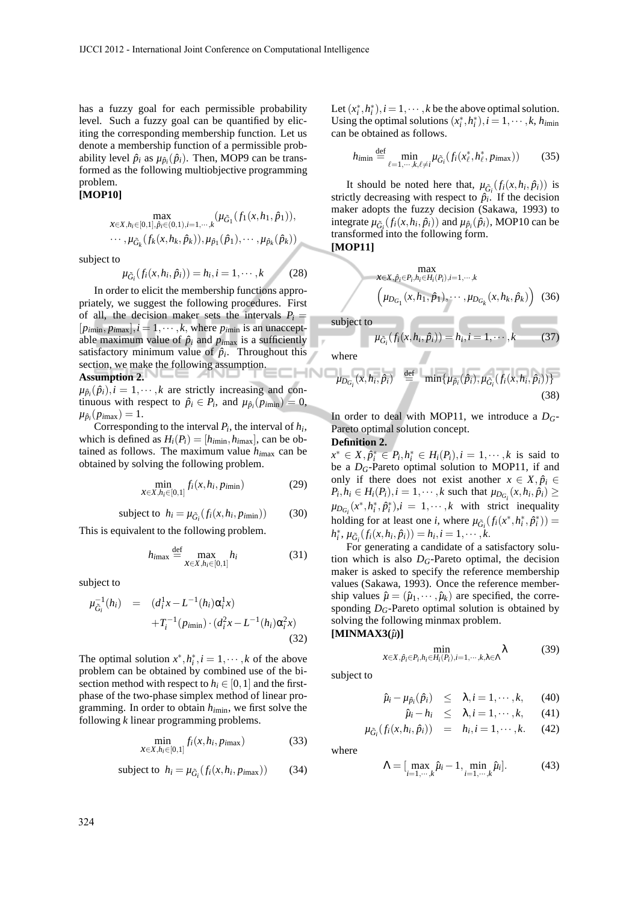has a fuzzy goal for each permissible probability level. Such a fuzzy goal can be quantified by eliciting the corresponding membership function. Let us denote a membership function of a permissible probability level $\hat{p}_i$ as $\mu_{\hat{p}_i}(\hat{p}_i)$. Then, MOP9 can be transformed as the following multiobjective programming problem.

**[MOP10]**

$$\max_{x \in X, h_i \in [0,1], \hat{p}_i \in (0,1), i=1,\cdots,k} (\mu_{\tilde{G}_1}(f_1(x,h_1,\hat{p}_1)), \cdots, \mu_{\tilde{G}_k}(f_k(x,h_k,\hat{p}_k)), \mu_{\hat{p}_1}(\hat{p}_1), \cdots, \mu_{\hat{p}_k}(\hat{p}_k))$$

subject to

$$\mu_{\tilde{G}_i}(f_i(x,h_i,\hat{p}_i)) = h_i, i=1,\cdots,k \quad (28)$$

In order to elicit the membership functions appropriately, we suggest the following procedures. First of all, the decision maker sets the intervals $P_i = [p_{i\min}, p_{i\max}], i=1,\cdots,k,$ where $p_{i\min}$ is an unacceptable maximum value of $\hat{p}_i$ and $p_{i\max}$ is a sufficiently satisfactory minimum value of $\hat{p}_i$. Throughout this section, we make the following assumption.

**Assumption 2.**

$\mu_{\hat{p}_i}(\hat{p}_i), i=1,\cdots,k$ are strictly increasing and continuous with respect to $\hat{p}_i \in P_i$, and $\mu_{\hat{p}_i}(p_{i\min}) = 0$, $\mu_{\hat{p}_i}(p_{i\max}) = 1$.

Corresponding to the interval $P_i$, the interval of $h_i$, which is defined as $H_i(P_i) = [h_{i\min}, h_{i\max}]$, can be obtained as follows. The maximum value $h_{i\max}$ can be obtained by solving the following problem.

$$\min_{x \in X, h_i \in [0,1]} f_i(x,h_i,p_{i\min}) \quad (29)$$

$$\text{subject to } \; h_i = \mu_{\tilde{G}_i}(f_i(x,h_i,p_{i\min})) \quad (30)$$

This is equivalent to the following problem.

$$h_{i\max} \stackrel{\text{def}}{=} \max_{x \in X, h_i \in [0,1]} h_i \quad (31)$$

subject to

$$\mu_{\tilde{G}_i}^{-1}(h_i) = (d_i^1 x - L^{-1}(h_i)\alpha_i^1 x) + T_i^{-1}(p_{i\min}) \cdot (d_i^2 x - L^{-1}(h_i)\alpha_i^2 x) \quad (32)$$

The optimal solution $x^*, h_i^*, i=1,\cdots,k$ of the above problem can be obtained by combined use of the bisection method with respect to $h_i \in [0,1]$ and the first-phase of the two-phase simplex method of linear programming. In order to obtain $h_{i\min}$, we first solve the following $k$ linear programming problems.

$$\min_{x \in X, h_i \in [0,1]} f_i(x,h_i,p_{i\max}) \quad (33)$$

$$\text{subject to } \; h_i = \mu_{\tilde{G}_i}(f_i(x,h_i,p_{i\max})) \quad (34)$$

Let $(x_i^*, h_i^*), i=1,\cdots,k$ be the above optimal solution. Using the optimal solutions $(x_i^*, h_i^*), i=1,\cdots,k$, $h_{i\min}$ can be obtained as follows.

$$h_{i\min} \stackrel{\text{def}}{=} \min_{\ell=1,\cdots,k, \ell \neq i} \mu_{\tilde{G}_i}(f_i(x_\ell^*, h_\ell^*, p_{i\max})) \quad (35)$$

It should be noted here that, $\mu_{\tilde{G}_i}(f_i(x,h_i,\hat{p}_i))$ is strictly decreasing with respect to $\hat{p}_i$. If the decision maker adopts the fuzzy decision (Sakawa, 1993) to integrate $\mu_{\tilde{G}_i}(f_i(x,h_i,\hat{p}_i))$ and $\mu_{\hat{p}_i}(\hat{p}_i)$, MOP10 can be transformed into the following form.

**[MOP11]**

$$\max_{x \in X, \hat{p}_i \in P_i, h_i \in H_i(P_i), i=1,\cdots,k} \left(\mu_{D_{G_1}}(x,h_1,\hat{p}_1), \cdots, \mu_{D_{G_k}}(x,h_k,\hat{p}_k)\right) \quad (36)$$

subject to

$$\mu_{\tilde{G}_i}(f_i(x,h_i,\hat{p}_i)) = h_i, i=1,\cdots,k \quad (37)$$

where

$$\mu_{D_{G_i}}(x,h_i,\hat{p}_i) \stackrel{\text{def}}{=} \min\{\mu_{\hat{p}_i}(\hat{p}_i), \mu_{\tilde{G}_i}(f_i(x,h_i,\hat{p}_i))\} \quad (38)$$

In order to deal with MOP11, we introduce a $D_G$-Pareto optimal solution concept.

**Definition 2.**

$x^* \in X, \hat{p}_i^* \in P_i, h_i^* \in H_i(P_i), i=1,\cdots,k$ is said to be a $D_G$-Pareto optimal solution to MOP11, if and only if there does not exist another $x \in X, \hat{p}_i \in P_i, h_i \in H_i(P_i), i=1,\cdots,k$ such that $\mu_{D_{G_i}}(x,h_i,\hat{p}_i) \geq \mu_{D_{G_i}}(x^*,h_i^*,\hat{p}_i^*), i=1,\cdots,k$ with strict inequality holding for at least one $i$, where $\mu_{\tilde{G}_i}(f_i(x^*,h_i^*,\hat{p}_i^*)) = h_i^*$, $\mu_{\tilde{G}_i}(f_i(x,h_i,\hat{p}_i)) = h_i, i=1,\cdots,k$.

For generating a candidate of a satisfactory solution which is also $D_G$-Pareto optimal, the decision maker is asked to specify the reference membership values (Sakawa, 1993). Once the reference membership values $\hat{\mu} = (\hat{\mu}_1, \cdots, \hat{\mu}_k)$ are specified, the corresponding $D_G$-Pareto optimal solution is obtained by solving the following minmax problem.

**[MINMAX3($\hat{\mu}$)]**

$$\min_{x \in X, \hat{p}_i \in P_i, h_i \in H_i(P_i), i=1,\cdots,k, \lambda \in \Lambda} \lambda \quad (39)$$

subject to

$$\hat{\mu}_i - \mu_{\hat{p}_i}(\hat{p}_i) \leq \lambda, i=1,\cdots,k, \quad (40)$$

$$\hat{\mu}_i - h_i \leq \lambda, i=1,\cdots,k, \quad (41)$$

$$\mu_{\tilde{G}_i}(f_i(x,h_i,\hat{p}_i)) = h_i, i=1,\cdots,k. \quad (42)$$

where

$$\Lambda = [\max_{i=1,\cdots,k} \hat{\mu}_i - 1, \min_{i=1,\cdots,k} \hat{\mu}_i]. \quad (43)$$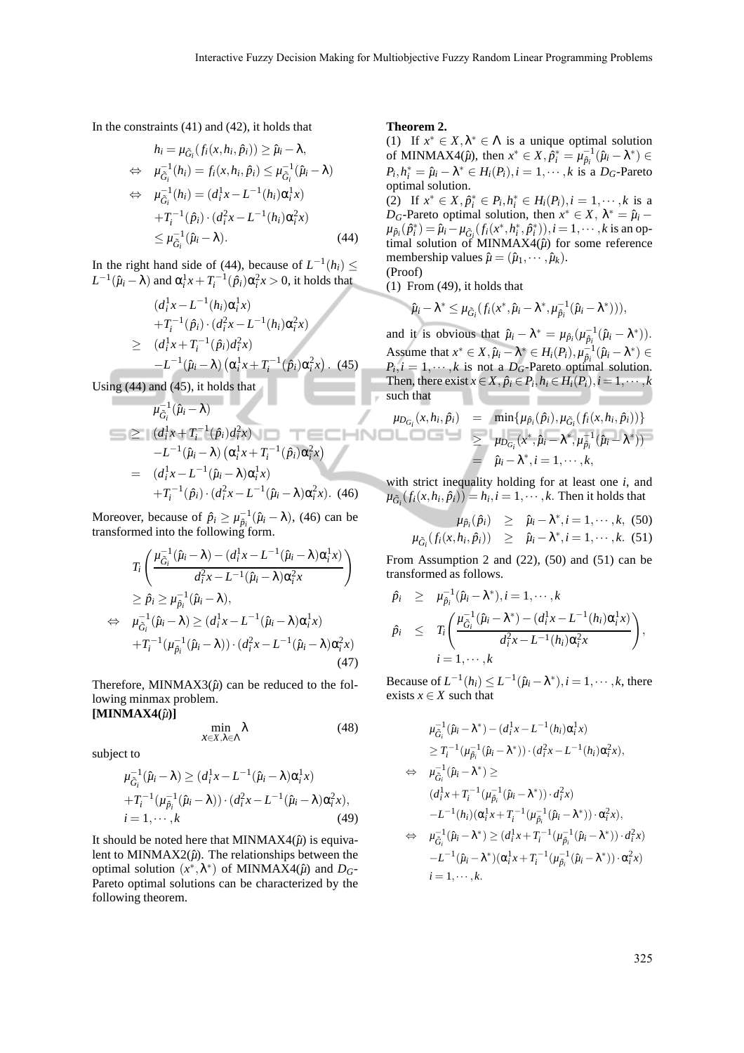In the constraints (41) and (42), it holds that

$$
\begin{aligned}
& h_i = \mu_{\tilde{G}_i}(f_i(x,h_i,\hat{p}_i)) \geq \hat{\mu}_i - \lambda, \\
\Leftrightarrow \quad & \mu_{\tilde{G}_i}^{-1}(h_i) = f_i(x,h_i,\hat{p}_i) \leq \mu_{\tilde{G}_i}^{-1}(\hat{\mu}_i - \lambda) \\
\Leftrightarrow \quad & \mu_{\tilde{G}_i}^{-1}(h_i) = (d_i^1 x - L^{-1}(h_i)\alpha_i^1 x) \\
& + T_i^{-1}(\hat{p}_i) \cdot (d_i^2 x - L^{-1}(h_i)\alpha_i^2 x) \\
& \leq \mu_{\tilde{G}_i}^{-1}(\hat{\mu}_i - \lambda). \qquad (44)
\end{aligned}
$$

In the right hand side of (44), because of $L^{-1}(h_i) \leq L^{-1}(\hat{\mu}_i - \lambda)$ and $\alpha_i^1 x + T_i^{-1}(\hat{p}_i)\alpha_i^2 x > 0$, it holds that

$$
\begin{aligned}
& (d_i^1 x - L^{-1}(h_i)\alpha_i^1 x) \\
& + T_i^{-1}(\hat{p}_i) \cdot (d_i^2 x - L^{-1}(h_i)\alpha_i^2 x) \\
\geq \quad & (d_i^1 x + T_i^{-1}(\hat{p}_i) d_i^2 x) \\
& - L^{-1}(\hat{\mu}_i - \lambda)\left(\alpha_i^1 x + T_i^{-1}(\hat{p}_i)\alpha_i^2 x\right). \quad (45)
\end{aligned}
$$

Using (44) and (45), it holds that

$$
\begin{aligned}
& \mu_{\tilde{G}_i}^{-1}(\hat{\mu}_i - \lambda) \\
\geq \quad & (d_i^1 x + T_i^{-1}(\hat{p}_i) d_i^2 x) \\
& - L^{-1}(\hat{\mu}_i - \lambda)\left(\alpha_i^1 x + T_i^{-1}(\hat{p}_i)\alpha_i^2 x\right) \\
= \quad & (d_i^1 x - L^{-1}(\hat{\mu}_i - \lambda)\alpha_i^1 x) \\
& + T_i^{-1}(\hat{p}_i) \cdot (d_i^2 x - L^{-1}(\hat{\mu}_i - \lambda)\alpha_i^2 x). \quad (46)
\end{aligned}
$$

Moreover, because of $\hat{p}_i \geq \mu_{\hat{p}_i}^{-1}(\hat{\mu}_i - \lambda)$, (46) can be transformed into the following form.

$$
\begin{aligned}
& T_i\left(\frac{\mu_{\tilde{G}_i}^{-1}(\hat{\mu}_i - \lambda) - (d_i^1 x - L^{-1}(\hat{\mu}_i - \lambda)\alpha_i^1 x)}{d_i^2 x - L^{-1}(\hat{\mu}_i - \lambda)\alpha_i^2 x}\right) \\
& \geq \hat{p}_i \geq \mu_{\hat{p}_i}^{-1}(\hat{\mu}_i - \lambda), \\
\Leftrightarrow \quad & \mu_{\tilde{G}_i}^{-1}(\hat{\mu}_i - \lambda) \geq (d_i^1 x - L^{-1}(\hat{\mu}_i - \lambda)\alpha_i^1 x) \\
& + T_i^{-1}(\mu_{\hat{p}_i}^{-1}(\hat{\mu}_i - \lambda)) \cdot (d_i^2 x - L^{-1}(\hat{\mu}_i - \lambda)\alpha_i^2 x) \\
& \qquad (47)
\end{aligned}
$$

Therefore, MINMAX3($\hat{\mu}$) can be reduced to the following minmax problem.

**[MINMAX4($\hat{\mu}$)]**

$$
\min_{x \in X, \lambda \in \Lambda} \lambda \qquad (48)
$$

subject to

$$
\begin{aligned}
& \mu_{\tilde{G}_i}^{-1}(\hat{\mu}_i - \lambda) \geq (d_i^1 x - L^{-1}(\hat{\mu}_i - \lambda)\alpha_i^1 x) \\
& + T_i^{-1}(\mu_{\hat{p}_i}^{-1}(\hat{\mu}_i - \lambda)) \cdot (d_i^2 x - L^{-1}(\hat{\mu}_i - \lambda)\alpha_i^2 x), \\
& i = 1, \cdots, k \qquad (49)
\end{aligned}
$$

It should be noted here that MINMAX4($\hat{\mu}$) is equivalent to MINMAX2($\hat{\mu}$). The relationships between the optimal solution $(x^*, \lambda^*)$ of MINMAX4($\hat{\mu}$) and $D_G$-Pareto optimal solutions can be characterized by the following theorem.

**Theorem 2.**

(1) If $x^* \in X, \lambda^* \in \Lambda$ is a unique optimal solution of MINMAX4($\hat{\mu}$), then $x^* \in X, \hat{p}_i^* = \mu_{\hat{p}_i}^{-1}(\hat{\mu}_i - \lambda^*) \in P_i, h_i^* = \hat{\mu}_i - \lambda^* \in H_i(P_i), i = 1, \cdots, k$ is a $D_G$-Pareto optimal solution.

(2) If $x^* \in X, \hat{p}_i^* \in P_i, h_i^* \in H_i(P_i), i = 1, \cdots, k$ is a $D_G$-Pareto optimal solution, then $x^* \in X$, $\lambda^* = \hat{\mu}_i - \mu_{\hat{p}_i}(\hat{p}_i^*) = \hat{\mu}_i - \mu_{\tilde{G}_i}(f_i(x^*, h_i^*, \hat{p}_i^*)), i = 1, \cdots, k$ is an optimal solution of MINMAX4($\hat{\mu}$) for some reference membership values $\hat{\mu} = (\hat{\mu}_1, \cdots, \hat{\mu}_k)$.

(Proof)

(1) From (49), it holds that

$$
\hat{\mu}_i - \lambda^* \leq \mu_{\tilde{G}_i}(f_i(x^*, \hat{\mu}_i - \lambda^*, \mu_{\hat{p}_i}^{-1}(\hat{\mu}_i - \lambda^*))),
$$

and it is obvious that $\hat{\mu}_i - \lambda^* = \mu_{\hat{p}_i}(\mu_{\hat{p}_i}^{-1}(\hat{\mu}_i - \lambda^*))$. Assume that $x^* \in X, \hat{\mu}_i - \lambda^* \in H_i(P_i), \mu_{\hat{p}_i}^{-1}(\hat{\mu}_i - \lambda^*) \in P_i, i = 1, \cdots, k$ is not a $D_G$-Pareto optimal solution. Then, there exist $x \in X, \hat{p}_i \in P_i, h_i \in H_i(P_i), i = 1, \cdots, k$ such that

$$
\begin{aligned}
\mu_{D_{G_i}}(x, h_i, \hat{p}_i) \quad & = \quad \min\{\mu_{\hat{p}_i}(\hat{p}_i), \mu_{\tilde{G}_i}(f_i(x, h_i, \hat{p}_i))\} \\
& \geq \quad \mu_{D_{G_i}}(x^*, \hat{\mu}_i - \lambda^*, \mu_{\hat{p}_i}^{-1}(\hat{\mu}_i - \lambda^*)) \\
& = \quad \hat{\mu}_i - \lambda^*, i = 1, \cdots, k,
\end{aligned}
$$

with strict inequality holding for at least one $i$, and $\mu_{\tilde{G}_i}(f_i(x, h_i, \hat{p}_i)) = h_i, i = 1, \cdots, k$. Then it holds that

$$
\begin{aligned}
\mu_{\hat{p}_i}(\hat{p}_i) \quad & \geq \quad \hat{\mu}_i - \lambda^*, i = 1, \cdots, k, \quad (50) \\
\mu_{\tilde{G}_i}(f_i(x, h_i, \hat{p}_i)) \quad & \geq \quad \hat{\mu}_i - \lambda^*, i = 1, \cdots, k. \quad (51)
\end{aligned}
$$

From Assumption 2 and (22), (50) and (51) can be transformed as follows.

$$
\begin{aligned}
\hat{p}_i \quad & \geq \quad \mu_{\hat{p}_i}^{-1}(\hat{\mu}_i - \lambda^*), i = 1, \cdots, k \\
\hat{p}_i \quad & \leq \quad T_i\left(\frac{\mu_{\tilde{G}_i}^{-1}(\hat{\mu}_i - \lambda^*) - (d_i^1 x - L^{-1}(h_i)\alpha_i^1 x)}{d_i^2 x - L^{-1}(h_i)\alpha_i^2 x}\right), \\
& \quad\ i = 1, \cdots, k
\end{aligned}
$$

Because of $L^{-1}(h_i) \leq L^{-1}(\hat{\mu}_i - \lambda^*), i = 1, \cdots, k$, there exists $x \in X$ such that

$$
\begin{aligned}
& \mu_{\tilde{G}_i}^{-1}(\hat{\mu}_i - \lambda^*) - (d_i^1 x - L^{-1}(h_i)\alpha_i^1 x) \\
& \geq T_i^{-1}(\mu_{\hat{p}_i}^{-1}(\hat{\mu}_i - \lambda^*)) \cdot (d_i^2 x - L^{-1}(h_i)\alpha_i^2 x), \\
\Leftrightarrow \quad & \mu_{\tilde{G}_i}^{-1}(\hat{\mu}_i - \lambda^*) \geq \\
& (d_i^1 x + T_i^{-1}(\mu_{\hat{p}_i}^{-1}(\hat{\mu}_i - \lambda^*)) \cdot d_i^2 x) \\
& - L^{-1}(h_i)(\alpha_i^1 x + T_i^{-1}(\mu_{\hat{p}_i}^{-1}(\hat{\mu}_i - \lambda^*)) \cdot \alpha_i^2 x), \\
\Leftrightarrow \quad & \mu_{\tilde{G}_i}^{-1}(\hat{\mu}_i - \lambda^*) \geq (d_i^1 x + T_i^{-1}(\mu_{\hat{p}_i}^{-1}(\hat{\mu}_i - \lambda^*)) \cdot d_i^2 x) \\
& - L^{-1}(\hat{\mu}_i - \lambda^*)(\alpha_i^1 x + T_i^{-1}(\mu_{\hat{p}_i}^{-1}(\hat{\mu}_i - \lambda^*)) \cdot \alpha_i^2 x) \\
& i = 1, \cdots, k.
\end{aligned}
$$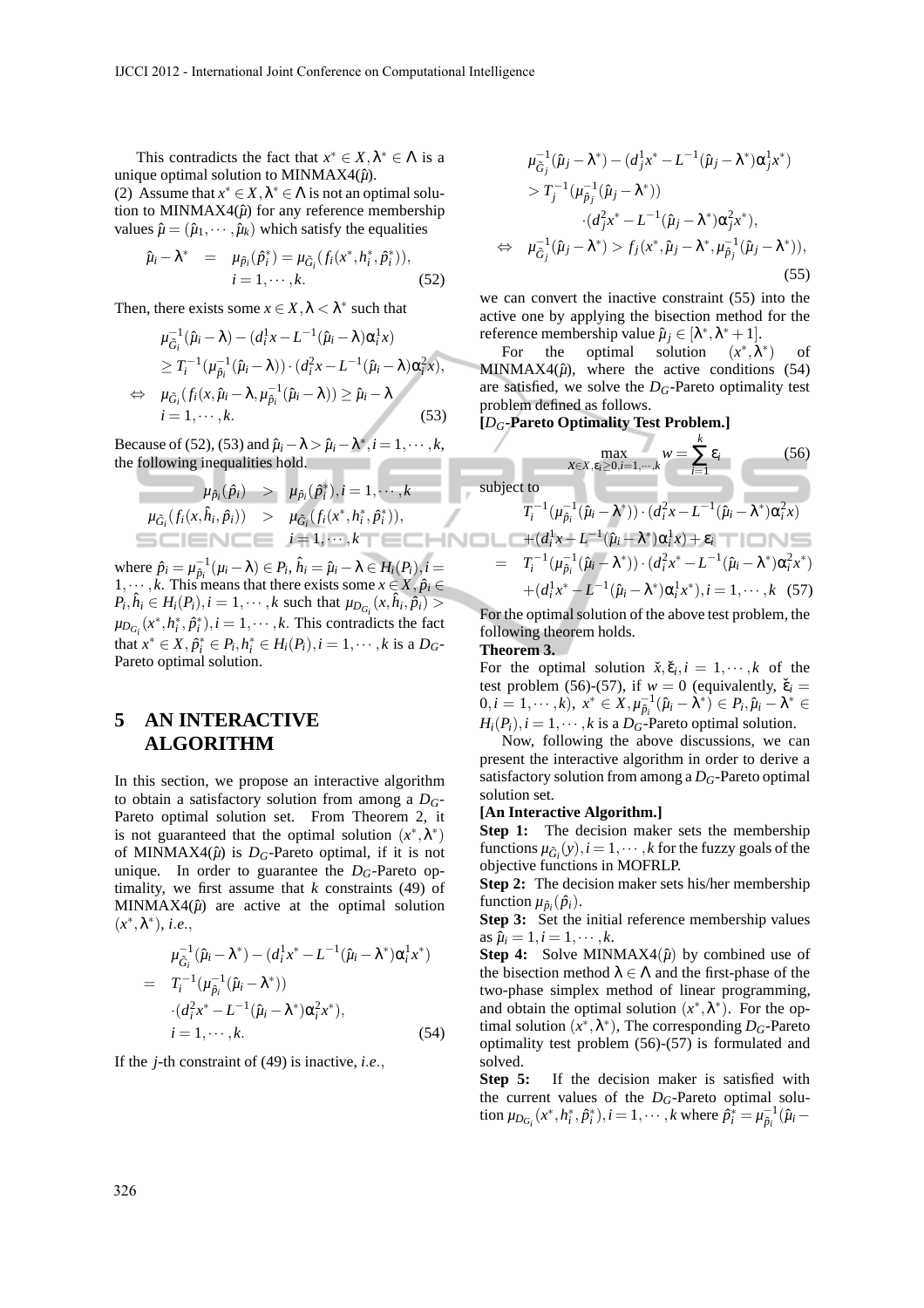This contradicts the fact that $x^* \in X, \lambda^* \in \Lambda$ is a unique optimal solution to MINMAX4($\hat{\mu}$).

(2) Assume that $x^* \in X, \lambda^* \in \Lambda$ is not an optimal solution to MINMAX4($\hat{\mu}$) for any reference membership values $\hat{\mu} = (\hat{\mu}_1, \cdots, \hat{\mu}_k)$ which satisfy the equalities

$$\begin{aligned} \hat{\mu}_i - \lambda^* &= \mu_{\hat{p}_i}(\hat{p}_i^*) = \mu_{\tilde{G}_i}(f_i(x^*, h_i^*, \hat{p}_i^*)), \\ & i = 1, \cdots, k. \end{aligned} \quad (52)$$

Then, there exists some $x \in X, \lambda < \lambda^*$ such that

$$\begin{aligned} & \mu_{\tilde{G}_i}^{-1}(\hat{\mu}_i - \lambda) - (d_i^1 x - L^{-1}(\hat{\mu}_i - \lambda)\alpha_i^1 x) \\ & \geq T_i^{-1}(\mu_{\hat{p}_i}^{-1}(\hat{\mu}_i - \lambda)) \cdot (d_i^2 x - L^{-1}(\hat{\mu}_i - \lambda)\alpha_i^2 x), \\ \Leftrightarrow \quad & \mu_{\tilde{G}_i}(f_i(x, \hat{\mu}_i - \lambda, \mu_{\hat{p}_i}^{-1}(\hat{\mu}_i - \lambda)) \geq \hat{\mu}_i - \lambda \\ & i = 1, \cdots, k. \end{aligned} \quad (53)$$

Because of (52), (53) and $\hat{\mu}_i - \lambda > \hat{\mu}_i - \lambda^*, i = 1, \cdots, k$, the following inequalities hold.

$$\begin{aligned} \mu_{\hat{p}_i}(\hat{p}_i) &> \mu_{\hat{p}_i}(\hat{p}_i^*), i = 1, \cdots, k \\ \mu_{\tilde{G}_i}(f_i(x, \hat{h}_i, \hat{p}_i)) &> \mu_{\tilde{G}_i}(f_i(x^*, h_i^*, \hat{p}_i^*)), \\ & i = 1, \cdots, k \end{aligned}$$

where $\hat{p}_i = \mu_{\hat{p}_i}^{-1}(\mu_i - \lambda) \in P_i, \hat{h}_i = \hat{\mu}_i - \lambda \in H_i(P_i), i = 1, \cdots, k$. This means that there exists some $x \in X, \hat{p}_i \in P_i, \hat{h}_i \in H_i(P_i), i = 1, \cdots, k$ such that $\mu_{D_{G_i}}(x, \hat{h}_i, \hat{p}_i) > \mu_{D_{G_i}}(x^*, h_i^*, \hat{p}_i^*), i = 1, \cdots, k$. This contradicts the fact that $x^* \in X, \hat{p}_i^* \in P_i, h_i^* \in H_i(P_i), i = 1, \cdots, k$ is a $D_G$-Pareto optimal solution.

## 5 AN INTERACTIVE ALGORITHM

In this section, we propose an interactive algorithm to obtain a satisfactory solution from among a $D_G$-Pareto optimal solution set. From Theorem 2, it is not guaranteed that the optimal solution $(x^*, \lambda^*)$ of MINMAX4($\hat{\mu}$) is $D_G$-Pareto optimal, if it is not unique. In order to guarantee the $D_G$-Pareto optimality, we first assume that $k$ constraints (49) of MINMAX4($\hat{\mu}$) are active at the optimal solution $(x^*, \lambda^*)$, *i.e.*,

$$\begin{aligned} & \mu_{\tilde{G}_i}^{-1}(\hat{\mu}_i - \lambda^*) - (d_i^1 x^* - L^{-1}(\hat{\mu}_i - \lambda^*)\alpha_i^1 x^*) \\ = \quad & T_i^{-1}(\mu_{\hat{p}_i}^{-1}(\hat{\mu}_i - \lambda^*)) \\ & \cdot (d_i^2 x^* - L^{-1}(\hat{\mu}_i - \lambda^*)\alpha_i^2 x^*), \\ & i = 1, \cdots, k. \end{aligned} \quad (54)$$

If the $j$-th constraint of (49) is inactive, *i.e.*,

$$\begin{aligned} & \mu_{\tilde{G}_j}^{-1}(\hat{\mu}_j - \lambda^*) - (d_j^1 x^* - L^{-1}(\hat{\mu}_j - \lambda^*)\alpha_j^1 x^*) \\ & > T_j^{-1}(\mu_{\hat{p}_j}^{-1}(\hat{\mu}_j - \lambda^*)) \\ & \qquad \cdot (d_j^2 x^* - L^{-1}(\hat{\mu}_j - \lambda^*)\alpha_j^2 x^*), \\ \Leftrightarrow \quad & \mu_{\tilde{G}_j}^{-1}(\hat{\mu}_j - \lambda^*) > f_j(x^*, \hat{\mu}_j - \lambda^*, \mu_{\hat{p}_j}^{-1}(\hat{\mu}_j - \lambda^*)), \end{aligned} \quad (55)$$

we can convert the inactive constraint (55) into the active one by applying the bisection method for the reference membership value $\hat{\mu}_j \in [\lambda^*, \lambda^* + 1]$.

For the optimal solution $(x^*, \lambda^*)$ of MINMAX4($\hat{\mu}$), where the active conditions (54) are satisfied, we solve the $D_G$-Pareto optimality test problem defined as follows.

**[$D_G$-Pareto Optimality Test Problem.]**

$$\max_{x \in X, \varepsilon_i \geq 0, i=1,\cdots,k} w = \sum_{i=1}^{k} \varepsilon_i \quad (56)$$

subject to

$$\begin{aligned} & T_i^{-1}(\mu_{\hat{p}_i}^{-1}(\hat{\mu}_i - \lambda^*)) \cdot (d_i^2 x - L^{-1}(\hat{\mu}_i - \lambda^*)\alpha_i^2 x) \\ & + (d_i^1 x - L^{-1}(\hat{\mu}_i - \lambda^*)\alpha_i^1 x) + \varepsilon_i \\ = \quad & T_i^{-1}(\mu_{\hat{p}_i}^{-1}(\hat{\mu}_i - \lambda^*)) \cdot (d_i^2 x^* - L^{-1}(\hat{\mu}_i - \lambda^*)\alpha_i^2 x^*) \\ & + (d_i^1 x^* - L^{-1}(\hat{\mu}_i - \lambda^*)\alpha_i^1 x^*), i = 1, \cdots, k \end{aligned} \quad (57)$$

For the optimal solution of the above test problem, the following theorem holds.

**Theorem 3.**

For the optimal solution $\check{x}, \check{\varepsilon}_i, i = 1, \cdots, k$ of the test problem (56)-(57), if $w = 0$ (equivalently, $\check{\varepsilon}_i = 0, i = 1, \cdots, k$), $x^* \in X, \mu_{\hat{p}_i}^{-1}(\hat{\mu}_i - \lambda^*) \in P_i, \hat{\mu}_i - \lambda^* \in H_i(P_i), i = 1, \cdots, k$ is a $D_G$-Pareto optimal solution.

Now, following the above discussions, we can present the interactive algorithm in order to derive a satisfactory solution from among a $D_G$-Pareto optimal solution set.

**[An Interactive Algorithm.]**

**Step 1:** The decision maker sets the membership functions $\mu_{\tilde{G}_i}(y), i = 1, \cdots, k$ for the fuzzy goals of the objective functions in MOFRLP.

**Step 2:** The decision maker sets his/her membership function $\mu_{\hat{p}_i}(\hat{p}_i)$.

**Step 3:** Set the initial reference membership values as $\hat{\mu}_i = 1, i = 1, \cdots, k$.

**Step 4:** Solve MINMAX4($\hat{\mu}$) by combined use of the bisection method $\lambda \in \Lambda$ and the first-phase of the two-phase simplex method of linear programming, and obtain the optimal solution $(x^*, \lambda^*)$. For the optimal solution $(x^*, \lambda^*)$, The corresponding $D_G$-Pareto optimality test problem (56)-(57) is formulated and solved.

**Step 5:** If the decision maker is satisfied with the current values of the $D_G$-Pareto optimal solution $\mu_{D_{G_i}}(x^*, h_i^*, \hat{p}_i^*), i = 1, \cdots, k$ where $\hat{p}_i^* = \mu_{\hat{p}_i}^{-1}(\hat{\mu}_i -$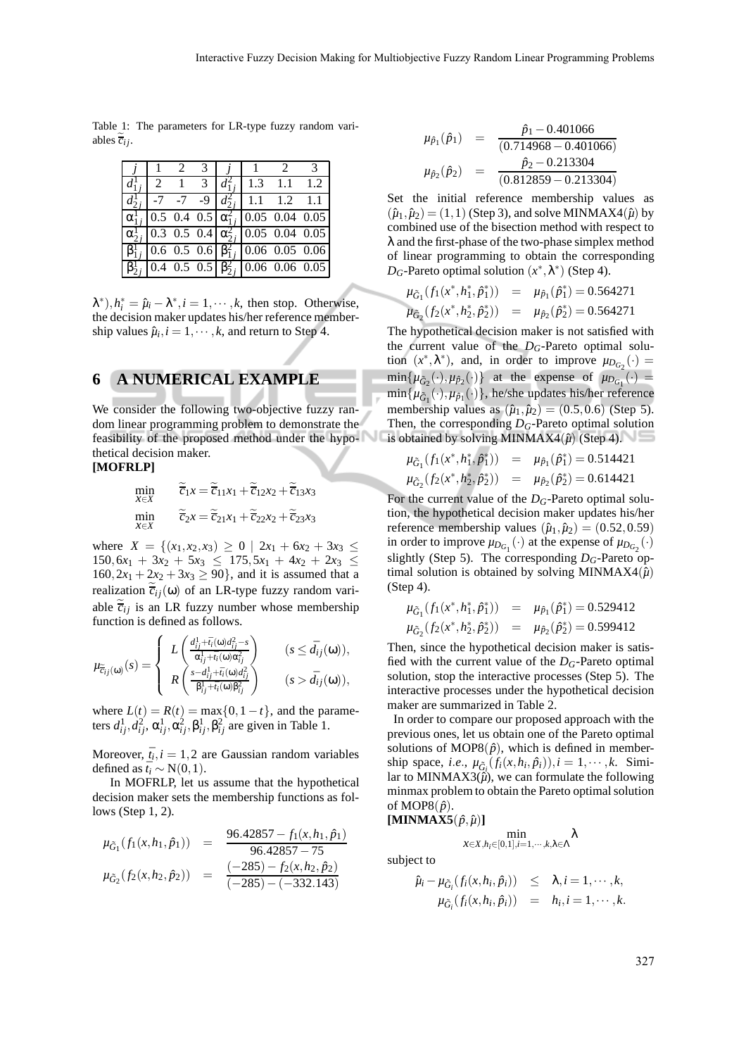Table 1: The parameters for LR-type fuzzy random variables $\widetilde{\bar{c}}_{ij}$.

| $j$ | 1 | 2 | 3 | $j$ | 1 | 2 | 3 |
|---|---|---|---|---|---|---|---|
| $d^1_{1j}$ | 2 | 1 | 3 | $d^2_{1j}$ | 1.3 | 1.1 | 1.2 |
| $d^1_{2j}$ | -7 | -7 | -9 | $d^2_{2j}$ | 1.1 | 1.2 | 1.1 |
| $\alpha^1_{1j}$ | 0.5 | 0.4 | 0.5 | $\alpha^2_{1j}$ | 0.05 | 0.04 | 0.05 |
| $\alpha^1_{2j}$ | 0.3 | 0.5 | 0.4 | $\alpha^2_{2j}$ | 0.05 | 0.04 | 0.05 |
| $\beta^1_{1j}$ | 0.6 | 0.5 | 0.6 | $\beta^2_{1j}$ | 0.06 | 0.05 | 0.06 |
| $\beta^1_{2j}$ | 0.4 | 0.5 | 0.5 | $\beta^2_{2j}$ | 0.06 | 0.06 | 0.05 |

$\lambda^*), h^*_i = \hat{\mu}_i - \lambda^*, i = 1, \cdots, k$, then stop. Otherwise, the decision maker updates his/her reference membership values $\hat{\mu}_i, i = 1, \cdots, k$, and return to Step 4.

## 6 A NUMERICAL EXAMPLE

We consider the following two-objective fuzzy random linear programming problem to demonstrate the feasibility of the proposed method under the hypothetical decision maker.

**[MOFRLP]**

$$\min_{x \in X} \quad \widetilde{\bar{c}}_1 x = \widetilde{\bar{c}}_{11} x_1 + \widetilde{\bar{c}}_{12} x_2 + \widetilde{\bar{c}}_{13} x_3$$

$$\min_{x \in X} \quad \widetilde{\bar{c}}_2 x = \widetilde{\bar{c}}_{21} x_1 + \widetilde{\bar{c}}_{22} x_2 + \widetilde{\bar{c}}_{23} x_3$$

where $X = \{(x_1, x_2, x_3) \geq 0 \mid 2x_1 + 6x_2 + 3x_3 \leq 150, 6x_1 + 3x_2 + 5x_3 \leq 175, 5x_1 + 4x_2 + 2x_3 \leq 160, 2x_1 + 2x_2 + 3x_3 \geq 90\}$, and it is assumed that a realization $\widetilde{\bar{c}}_{ij}(\omega)$ of an LR-type fuzzy random variable $\widetilde{\bar{c}}_{ij}$ is an LR fuzzy number whose membership function is defined as follows.

$$\mu_{\widetilde{\bar{c}}_{ij}(\omega)}(s) = \begin{cases} L\left(\dfrac{d^1_{ij} + \bar{t}_i(\omega) d^2_{ij} - s}{\alpha^1_{ij} + \bar{t}_i(\omega)\alpha^2_{ij}}\right) & (s \leq \bar{d}_{ij}(\omega)), \\ R\left(\dfrac{s - d^1_{ij} + \bar{t}_i(\omega) d^2_{ij}}{\beta^1_{ij} + \bar{t}_i(\omega)\beta^2_{ij}}\right) & (s > \bar{d}_{ij}(\omega)), \end{cases}$$

where $L(t) = R(t) = \max\{0, 1 - t\}$, and the parameters $d^1_{ij}, d^2_{ij}, \alpha^1_{ij}, \alpha^2_{ij}, \beta^1_{ij}, \beta^2_{ij}$ are given in Table 1.

Moreover, $\bar{t}_i, i = 1, 2$ are Gaussian random variables defined as $\bar{t}_i \sim \mathrm{N}(0, 1)$.

In MOFRLP, let us assume that the hypothetical decision maker sets the membership functions as follows (Step 1, 2).

$$\mu_{\tilde{G}_1}(f_1(x, h_1, \hat{p}_1)) = \frac{96.42857 - f_1(x, h_1, \hat{p}_1)}{96.42857 - 75}$$

$$\mu_{\tilde{G}_2}(f_2(x, h_2, \hat{p}_2)) = \frac{(-285) - f_2(x, h_2, \hat{p}_2)}{(-285) - (-332.143)}$$

$$\mu_{\hat{p}_1}(\hat{p}_1) = \frac{\hat{p}_1 - 0.401066}{(0.714968 - 0.401066)}$$

$$\mu_{\hat{p}_2}(\hat{p}_2) = \frac{\hat{p}_2 - 0.213304}{(0.812859 - 0.213304)}$$

Set the initial reference membership values as $(\hat{\mu}_1, \hat{\mu}_2) = (1, 1)$ (Step 3), and solve MINMAX4($\hat{\mu}$) by combined use of the bisection method with respect to $\lambda$ and the first-phase of the two-phase simplex method of linear programming to obtain the corresponding $D_G$-Pareto optimal solution $(x^*, \lambda^*)$ (Step 4).

$$\mu_{\tilde{G}_1}(f_1(x^*, h^*_1, \hat{p}^*_1)) = \mu_{\hat{p}_1}(\hat{p}^*_1) = 0.564271$$

$$\mu_{\tilde{G}_2}(f_2(x^*, h^*_2, \hat{p}^*_2)) = \mu_{\hat{p}_2}(\hat{p}^*_2) = 0.564271$$

The hypothetical decision maker is not satisfied with the current value of the $D_G$-Pareto optimal solution $(x^*, \lambda^*)$, and, in order to improve $\mu_{D_{G_2}}(\cdot) = \min\{\mu_{\tilde{G}_2}(\cdot), \mu_{\hat{p}_2}(\cdot)\}$ at the expense of $\mu_{D_{G_1}}(\cdot) = \min\{\mu_{\tilde{G}_1}(\cdot), \mu_{\hat{p}_1}(\cdot)\}$, he/she updates his/her reference membership values as $(\hat{\mu}_1, \hat{\mu}_2) = (0.5, 0.6)$ (Step 5). Then, the corresponding $D_G$-Pareto optimal solution is obtained by solving MINMAX4($\hat{\mu}$) (Step 4).

$$\mu_{\tilde{G}_1}(f_1(x^*, h^*_1, \hat{p}^*_1)) = \mu_{\hat{p}_1}(\hat{p}^*_1) = 0.514421$$

$$\mu_{\tilde{G}_2}(f_2(x^*, h^*_2, \hat{p}^*_2)) = \mu_{\hat{p}_2}(\hat{p}^*_2) = 0.614421$$

For the current value of the $D_G$-Pareto optimal solution, the hypothetical decision maker updates his/her reference membership values $(\hat{\mu}_1, \hat{\mu}_2) = (0.52, 0.59)$ in order to improve $\mu_{D_{G_1}}(\cdot)$ at the expense of $\mu_{D_{G_2}}(\cdot)$ slightly (Step 5). The corresponding $D_G$-Pareto optimal solution is obtained by solving MINMAX4($\hat{\mu}$) (Step 4).

$$\mu_{\tilde{G}_1}(f_1(x^*, h^*_1, \hat{p}^*_1)) = \mu_{\hat{p}_1}(\hat{p}^*_1) = 0.529412$$

$$\mu_{\tilde{G}_2}(f_2(x^*, h^*_2, \hat{p}^*_2)) = \mu_{\hat{p}_2}(\hat{p}^*_2) = 0.599412$$

Then, since the hypothetical decision maker is satisfied with the current value of the $D_G$-Pareto optimal solution, stop the interactive processes (Step 5). The interactive processes under the hypothetical decision maker are summarized in Table 2.

In order to compare our proposed approach with the previous ones, let us obtain one of the Pareto optimal solutions of MOP8($\hat{p}$), which is defined in membership space, *i.e.*, $\mu_{\tilde{G}_i}(f_i(x, h_i, \hat{p}_i)), i = 1, \cdots, k$. Similar to MINMAX3($\hat{\mu}$), we can formulate the following minmax problem to obtain the Pareto optimal solution of MOP8($\hat{p}$).

**[MINMAX5($\hat{p}, \hat{\mu}$)]**

$$\min_{x \in X, h_i \in [0,1], i=1,\cdots,k, \lambda \in \Lambda} \lambda$$

subject to

$$\hat{\mu}_i - \mu_{\tilde{G}_i}(f_i(x, h_i, \hat{p}_i)) \leq \lambda, i = 1, \cdots, k,$$

$$\mu_{\tilde{G}_i}(f_i(x, h_i, \hat{p}_i)) = h_i, i = 1, \cdots, k.$$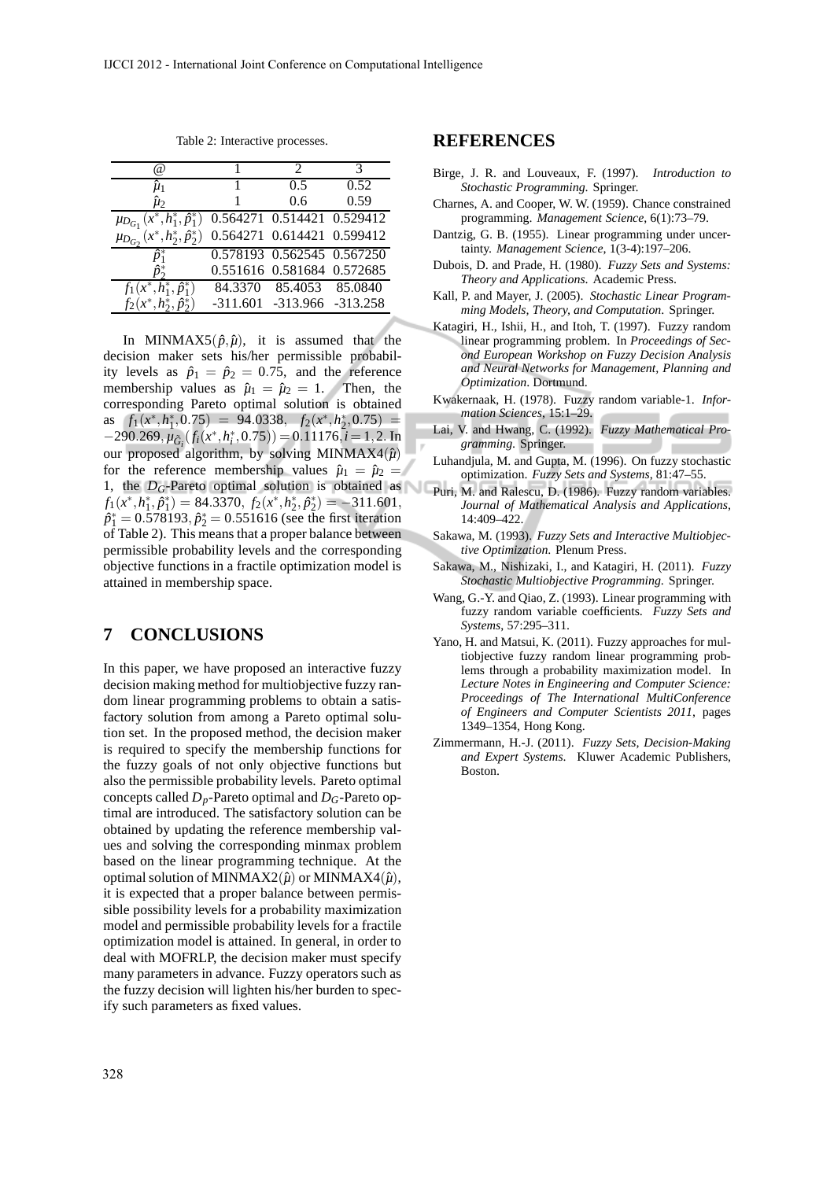Table 2: Interactive processes.

| @ | 1 | 2 | 3 |
|---|---|---|---|
| $\hat{\mu}_1$ | 1 | 0.5 | 0.52 |
| $\hat{\mu}_2$ | 1 | 0.6 | 0.59 |
| $\mu_{D_{G_1}}(x^*, h_1^*, \hat{p}_1^*)$ | 0.564271 | 0.514421 | 0.529412 |
| $\mu_{D_{G_2}}(x^*, h_2^*, \hat{p}_2^*)$ | 0.564271 | 0.614421 | 0.599412 |
| $\hat{p}_1^*$ | 0.578193 | 0.562545 | 0.567250 |
| $\hat{p}_2^*$ | 0.551616 | 0.581684 | 0.572685 |
| $f_1(x^*, h_1^*, \hat{p}_1^*)$ | 84.3370 | 85.4053 | 85.0840 |
| $f_2(x^*, h_2^*, \hat{p}_2^*)$ | -311.601 | -313.966 | -313.258 |

In MINMAX5$(\hat{p}, \hat{\mu})$, it is assumed that the decision maker sets his/her permissible probability levels as $\hat{p}_1 = \hat{p}_2 = 0.75$, and the reference membership values as $\hat{\mu}_1 = \hat{\mu}_2 = 1$. Then, the corresponding Pareto optimal solution is obtained as $f_1(x^*, h_1^*, 0.75) = 94.0338$, $f_2(x^*, h_2^*, 0.75) = -290.269, \mu_{\tilde{G}_i}(f_i(x^*, h_i^*, 0.75)) = 0.11176, i = 1, 2$. In our proposed algorithm, by solving MINMAX4$(\hat{\mu})$ for the reference membership values $\hat{\mu}_1 = \hat{\mu}_2 = 1$, the $D_G$-Pareto optimal solution is obtained as $f_1(x^*, h_1^*, \hat{p}_1^*) = 84.3370$, $f_2(x^*, h_2^*, \hat{p}_2^*) = -311.601$, $\hat{p}_1^* = 0.578193, \hat{p}_2^* = 0.551616$ (see the first iteration of Table 2). This means that a proper balance between permissible probability levels and the corresponding objective functions in a fractile optimization model is attained in membership space.

## 7 CONCLUSIONS

In this paper, we have proposed an interactive fuzzy decision making method for multiobjective fuzzy random linear programming problems to obtain a satisfactory solution from among a Pareto optimal solution set. In the proposed method, the decision maker is required to specify the membership functions for the fuzzy goals of not only objective functions but also the permissible probability levels. Pareto optimal concepts called $D_p$-Pareto optimal and $D_G$-Pareto optimal are introduced. The satisfactory solution can be obtained by updating the reference membership values and solving the corresponding minmax problem based on the linear programming technique. At the optimal solution of MINMAX2$(\hat{\mu})$ or MINMAX4$(\hat{\mu})$, it is expected that a proper balance between permissible possibility levels for a probability maximization model and permissible probability levels for a fractile optimization model is attained. In general, in order to deal with MOFRLP, the decision maker must specify many parameters in advance. Fuzzy operators such as the fuzzy decision will lighten his/her burden to specify such parameters as fixed values.

## REFERENCES

Birge, J. R. and Louveaux, F. (1997). *Introduction to Stochastic Programming*. Springer.

Charnes, A. and Cooper, W. W. (1959). Chance constrained programming. *Management Science*, 6(1):73–79.

Dantzig, G. B. (1955). Linear programming under uncertainty. *Management Science*, 1(3-4):197–206.

Dubois, D. and Prade, H. (1980). *Fuzzy Sets and Systems: Theory and Applications*. Academic Press.

Kall, P. and Mayer, J. (2005). *Stochastic Linear Programming Models, Theory, and Computation*. Springer.

Katagiri, H., Ishii, H., and Itoh, T. (1997). Fuzzy random linear programming problem. In *Proceedings of Second European Workshop on Fuzzy Decision Analysis and Neural Networks for Management, Planning and Optimization*. Dortmund.

Kwakernaak, H. (1978). Fuzzy random variable-1. *Information Sciences*, 15:1–29.

Lai, V. and Hwang, C. (1992). *Fuzzy Mathematical Programming*. Springer.

Luhandjula, M. and Gupta, M. (1996). On fuzzy stochastic optimization. *Fuzzy Sets and Systems*, 81:47–55.

Puri, M. and Ralescu, D. (1986). Fuzzy random variables. *Journal of Mathematical Analysis and Applications*, 14:409–422.

Sakawa, M. (1993). *Fuzzy Sets and Interactive Multiobjective Optimization*. Plenum Press.

Sakawa, M., Nishizaki, I., and Katagiri, H. (2011). *Fuzzy Stochastic Multiobjective Programming*. Springer.

Wang, G.-Y. and Qiao, Z. (1993). Linear programming with fuzzy random variable coefficients. *Fuzzy Sets and Systems*, 57:295–311.

Yano, H. and Matsui, K. (2011). Fuzzy approaches for multiobjective fuzzy random linear programming problems through a probability maximization model. In *Lecture Notes in Engineering and Computer Science: Proceedings of The International MultiConference of Engineers and Computer Scientists 2011*, pages 1349–1354, Hong Kong.

Zimmermann, H.-J. (2011). *Fuzzy Sets, Decision-Making and Expert Systems*. Kluwer Academic Publishers, Boston.